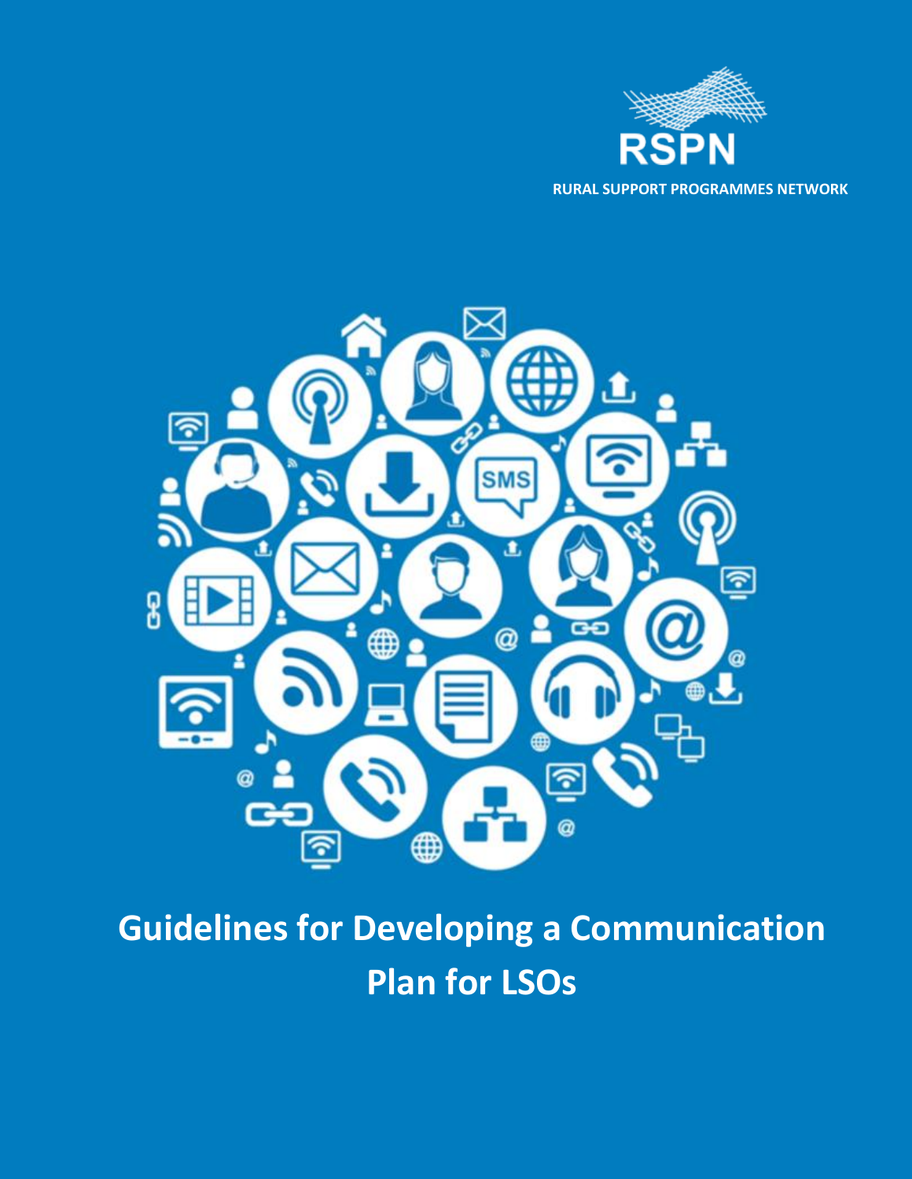RSPN

RURAL SUPPORT PROGRAMMES NETWORK

# Guidelines for Developing a Communication Plan for LSOs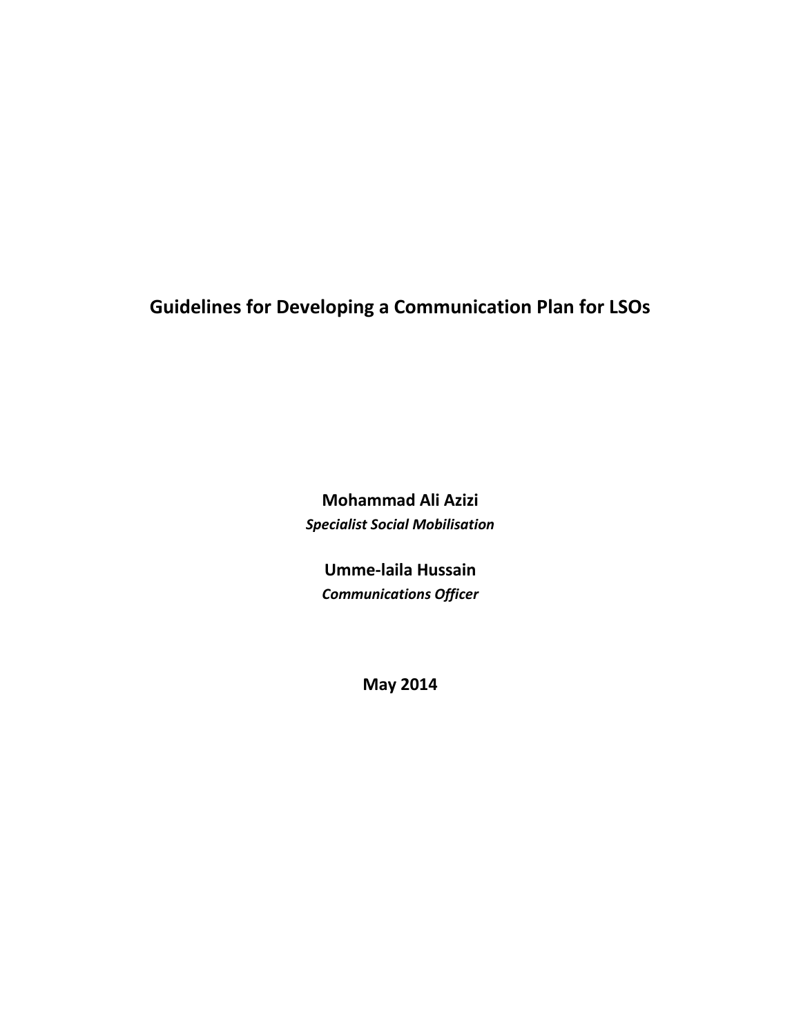# Guidelines for Developing a Communication Plan for LSOs

**Mohammad Ali Azizi**
***Specialist Social Mobilisation***

**Umme-laila Hussain**
***Communications Officer***

**May 2014**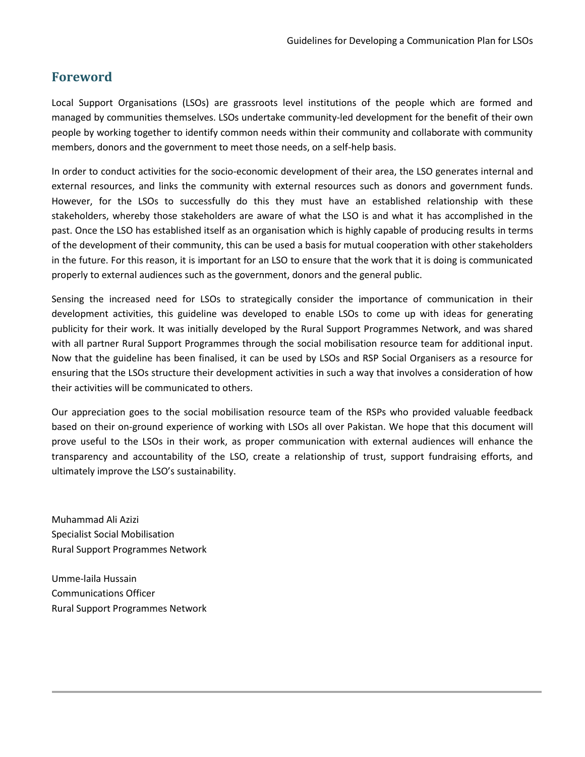## Foreword

Local Support Organisations (LSOs) are grassroots level institutions of the people which are formed and managed by communities themselves. LSOs undertake community-led development for the benefit of their own people by working together to identify common needs within their community and collaborate with community members, donors and the government to meet those needs, on a self-help basis.

In order to conduct activities for the socio-economic development of their area, the LSO generates internal and external resources, and links the community with external resources such as donors and government funds. However, for the LSOs to successfully do this they must have an established relationship with these stakeholders, whereby those stakeholders are aware of what the LSO is and what it has accomplished in the past. Once the LSO has established itself as an organisation which is highly capable of producing results in terms of the development of their community, this can be used a basis for mutual cooperation with other stakeholders in the future. For this reason, it is important for an LSO to ensure that the work that it is doing is communicated properly to external audiences such as the government, donors and the general public.

Sensing the increased need for LSOs to strategically consider the importance of communication in their development activities, this guideline was developed to enable LSOs to come up with ideas for generating publicity for their work. It was initially developed by the Rural Support Programmes Network, and was shared with all partner Rural Support Programmes through the social mobilisation resource team for additional input. Now that the guideline has been finalised, it can be used by LSOs and RSP Social Organisers as a resource for ensuring that the LSOs structure their development activities in such a way that involves a consideration of how their activities will be communicated to others.

Our appreciation goes to the social mobilisation resource team of the RSPs who provided valuable feedback based on their on-ground experience of working with LSOs all over Pakistan. We hope that this document will prove useful to the LSOs in their work, as proper communication with external audiences will enhance the transparency and accountability of the LSO, create a relationship of trust, support fundraising efforts, and ultimately improve the LSO's sustainability.

Muhammad Ali Azizi
Specialist Social Mobilisation
Rural Support Programmes Network

Umme-laila Hussain
Communications Officer
Rural Support Programmes Network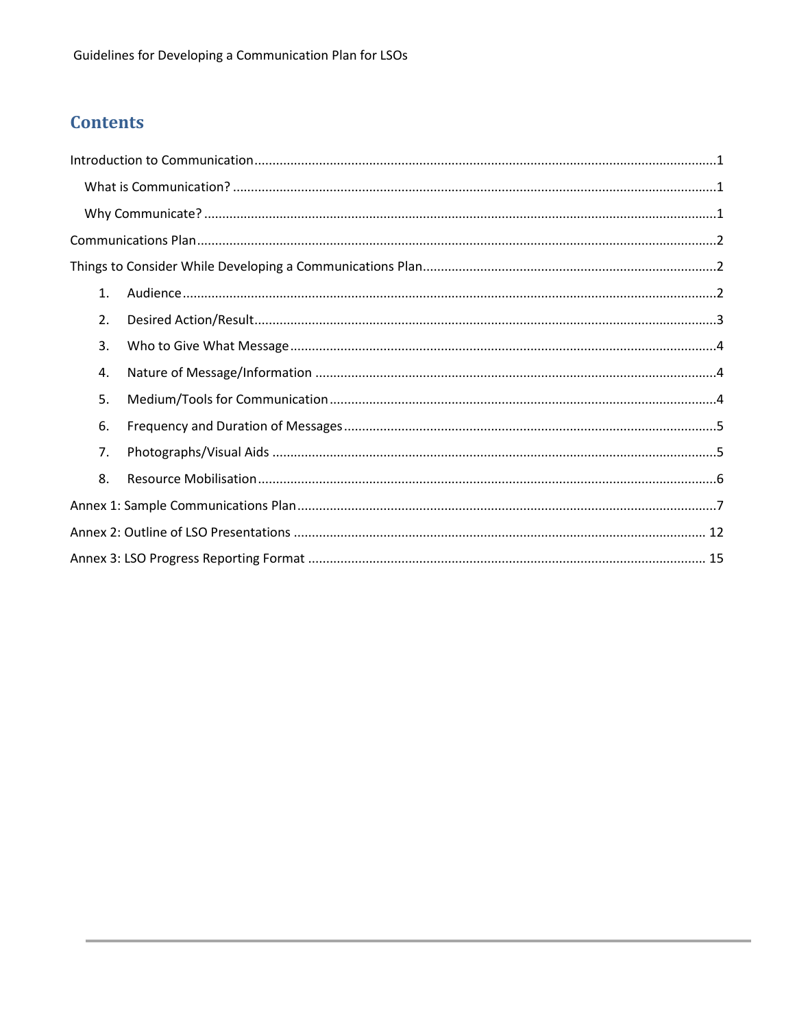## Contents

Introduction to Communication ........................................................................ 1

- What is Communication? ........................................................................ 1
- Why Communicate? ........................................................................ 1

Communications Plan ........................................................................ 2

Things to Consider While Developing a Communications Plan ........................................................................ 2

1. Audience ........................................................................ 2
2. Desired Action/Result ........................................................................ 3
3. Who to Give What Message ........................................................................ 4
4. Nature of Message/Information ........................................................................ 4
5. Medium/Tools for Communication ........................................................................ 4
6. Frequency and Duration of Messages ........................................................................ 5
7. Photographs/Visual Aids ........................................................................ 5
8. Resource Mobilisation ........................................................................ 6

Annex 1: Sample Communications Plan ........................................................................ 7

Annex 2: Outline of LSO Presentations ........................................................................ 12

Annex 3: LSO Progress Reporting Format ........................................................................ 15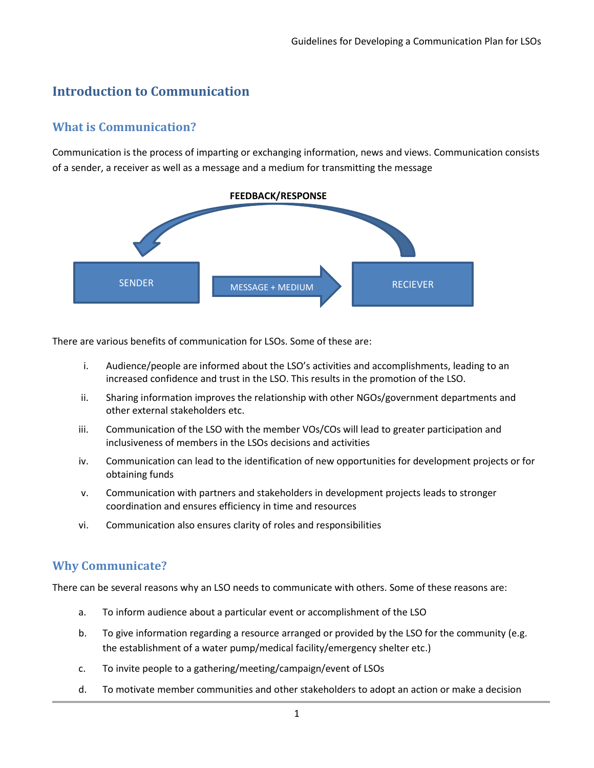# Introduction to Communication

## What is Communication?

Communication is the process of imparting or exchanging information, news and views. Communication consists of a sender, a receiver as well as a message and a medium for transmitting the message

FEEDBACK/RESPONSE

SENDER → MESSAGE + MEDIUM → RECIEVER

There are various benefits of communication for LSOs. Some of these are:

i. Audience/people are informed about the LSO's activities and accomplishments, leading to an increased confidence and trust in the LSO. This results in the promotion of the LSO.

ii. Sharing information improves the relationship with other NGOs/government departments and other external stakeholders etc.

iii. Communication of the LSO with the member VOs/COs will lead to greater participation and inclusiveness of members in the LSOs decisions and activities

iv. Communication can lead to the identification of new opportunities for development projects or for obtaining funds

v. Communication with partners and stakeholders in development projects leads to stronger coordination and ensures efficiency in time and resources

vi. Communication also ensures clarity of roles and responsibilities

## Why Communicate?

There can be several reasons why an LSO needs to communicate with others. Some of these reasons are:

a. To inform audience about a particular event or accomplishment of the LSO

b. To give information regarding a resource arranged or provided by the LSO for the community (e.g. the establishment of a water pump/medical facility/emergency shelter etc.)

c. To invite people to a gathering/meeting/campaign/event of LSOs

d. To motivate member communities and other stakeholders to adopt an action or make a decision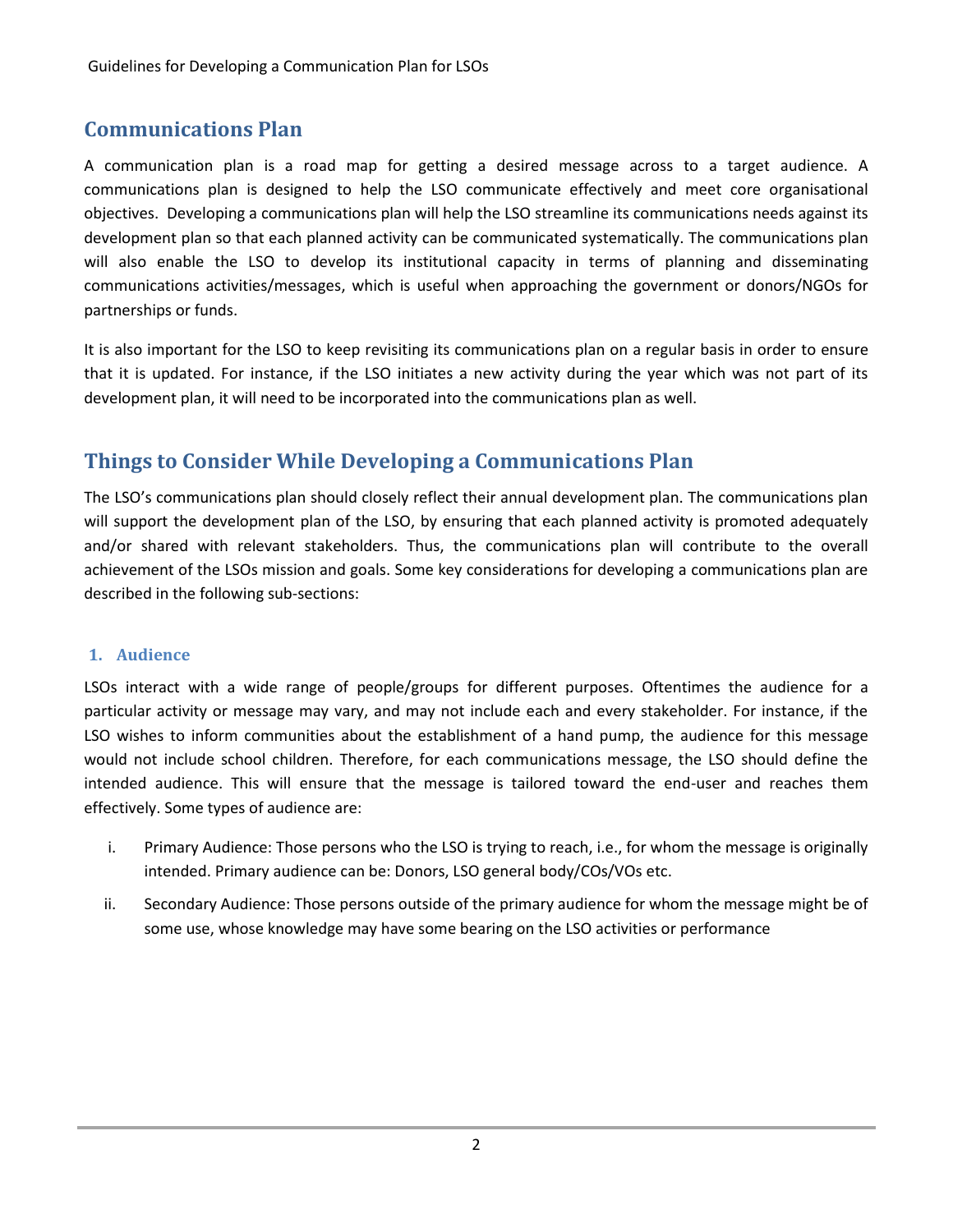## Communications Plan

A communication plan is a road map for getting a desired message across to a target audience. A communications plan is designed to help the LSO communicate effectively and meet core organisational objectives. Developing a communications plan will help the LSO streamline its communications needs against its development plan so that each planned activity can be communicated systematically. The communications plan will also enable the LSO to develop its institutional capacity in terms of planning and disseminating communications activities/messages, which is useful when approaching the government or donors/NGOs for partnerships or funds.

It is also important for the LSO to keep revisiting its communications plan on a regular basis in order to ensure that it is updated. For instance, if the LSO initiates a new activity during the year which was not part of its development plan, it will need to be incorporated into the communications plan as well.

## Things to Consider While Developing a Communications Plan

The LSO's communications plan should closely reflect their annual development plan. The communications plan will support the development plan of the LSO, by ensuring that each planned activity is promoted adequately and/or shared with relevant stakeholders. Thus, the communications plan will contribute to the overall achievement of the LSOs mission and goals. Some key considerations for developing a communications plan are described in the following sub-sections:

### 1. Audience

LSOs interact with a wide range of people/groups for different purposes. Oftentimes the audience for a particular activity or message may vary, and may not include each and every stakeholder. For instance, if the LSO wishes to inform communities about the establishment of a hand pump, the audience for this message would not include school children. Therefore, for each communications message, the LSO should define the intended audience. This will ensure that the message is tailored toward the end-user and reaches them effectively. Some types of audience are:

i. Primary Audience: Those persons who the LSO is trying to reach, i.e., for whom the message is originally intended. Primary audience can be: Donors, LSO general body/COs/VOs etc.

ii. Secondary Audience: Those persons outside of the primary audience for whom the message might be of some use, whose knowledge may have some bearing on the LSO activities or performance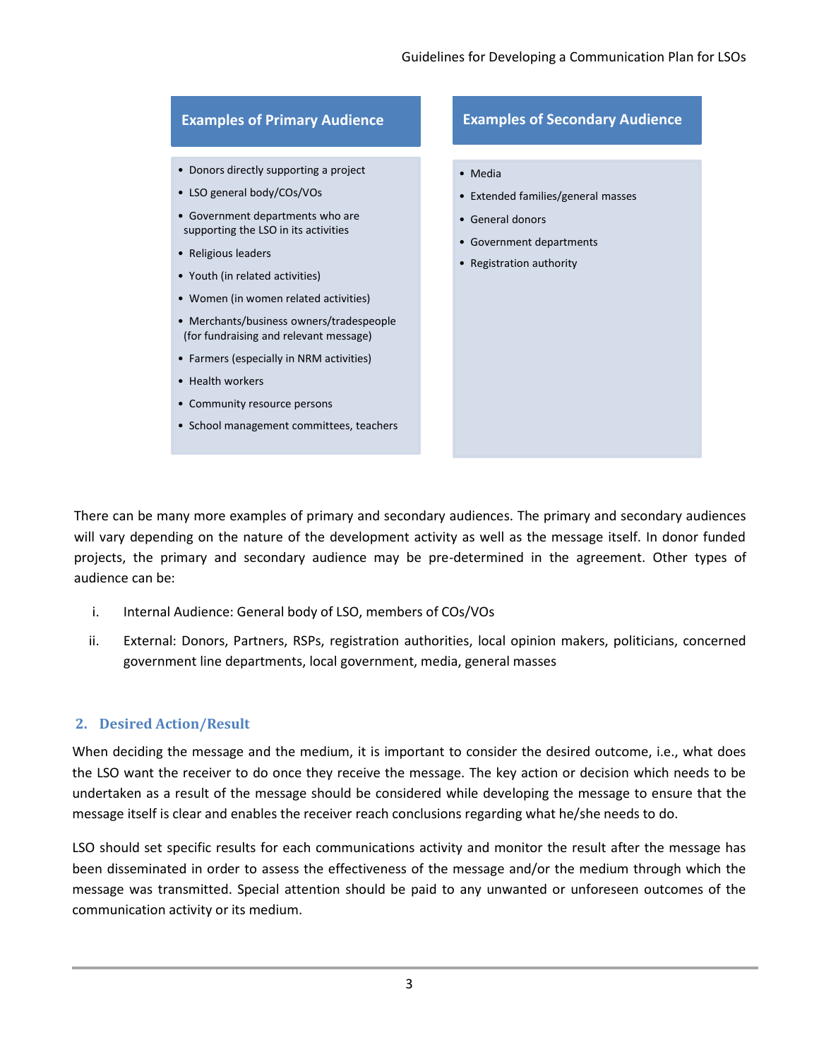**Examples of Primary Audience**

- Donors directly supporting a project
- LSO general body/COs/VOs
- Government departments who are supporting the LSO in its activities
- Religious leaders
- Youth (in related activities)
- Women (in women related activities)
- Merchants/business owners/tradespeople (for fundraising and relevant message)
- Farmers (especially in NRM activities)
- Health workers
- Community resource persons
- School management committees, teachers

**Examples of Secondary Audience**

- Media
- Extended families/general masses
- General donors
- Government departments
- Registration authority

There can be many more examples of primary and secondary audiences. The primary and secondary audiences will vary depending on the nature of the development activity as well as the message itself. In donor funded projects, the primary and secondary audience may be pre-determined in the agreement. Other types of audience can be:

i. Internal Audience: General body of LSO, members of COs/VOs

ii. External: Donors, Partners, RSPs, registration authorities, local opinion makers, politicians, concerned government line departments, local government, media, general masses

## 2. Desired Action/Result

When deciding the message and the medium, it is important to consider the desired outcome, i.e., what does the LSO want the receiver to do once they receive the message. The key action or decision which needs to be undertaken as a result of the message should be considered while developing the message to ensure that the message itself is clear and enables the receiver reach conclusions regarding what he/she needs to do.

LSO should set specific results for each communications activity and monitor the result after the message has been disseminated in order to assess the effectiveness of the message and/or the medium through which the message was transmitted. Special attention should be paid to any unwanted or unforeseen outcomes of the communication activity or its medium.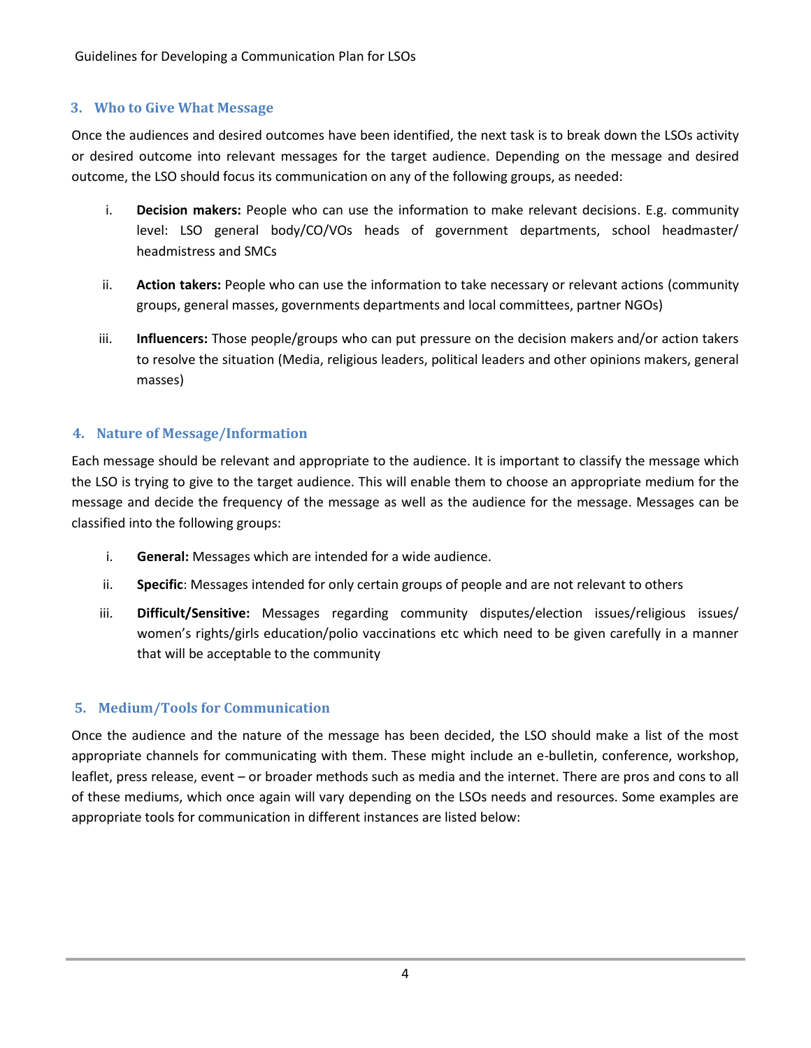## 3. Who to Give What Message

Once the audiences and desired outcomes have been identified, the next task is to break down the LSOs activity or desired outcome into relevant messages for the target audience. Depending on the message and desired outcome, the LSO should focus its communication on any of the following groups, as needed:

i. **Decision makers:** People who can use the information to make relevant decisions. E.g. community level: LSO general body/CO/VOs heads of government departments, school headmaster/ headmistress and SMCs

ii. **Action takers:** People who can use the information to take necessary or relevant actions (community groups, general masses, governments departments and local committees, partner NGOs)

iii. **Influencers:** Those people/groups who can put pressure on the decision makers and/or action takers to resolve the situation (Media, religious leaders, political leaders and other opinions makers, general masses)

## 4. Nature of Message/Information

Each message should be relevant and appropriate to the audience. It is important to classify the message which the LSO is trying to give to the target audience. This will enable them to choose an appropriate medium for the message and decide the frequency of the message as well as the audience for the message. Messages can be classified into the following groups:

i. **General:** Messages which are intended for a wide audience.

ii. **Specific**: Messages intended for only certain groups of people and are not relevant to others

iii. **Difficult/Sensitive:** Messages regarding community disputes/election issues/religious issues/ women's rights/girls education/polio vaccinations etc which need to be given carefully in a manner that will be acceptable to the community

## 5. Medium/Tools for Communication

Once the audience and the nature of the message has been decided, the LSO should make a list of the most appropriate channels for communicating with them. These might include an e-bulletin, conference, workshop, leaflet, press release, event – or broader methods such as media and the internet. There are pros and cons to all of these mediums, which once again will vary depending on the LSOs needs and resources. Some examples are appropriate tools for communication in different instances are listed below: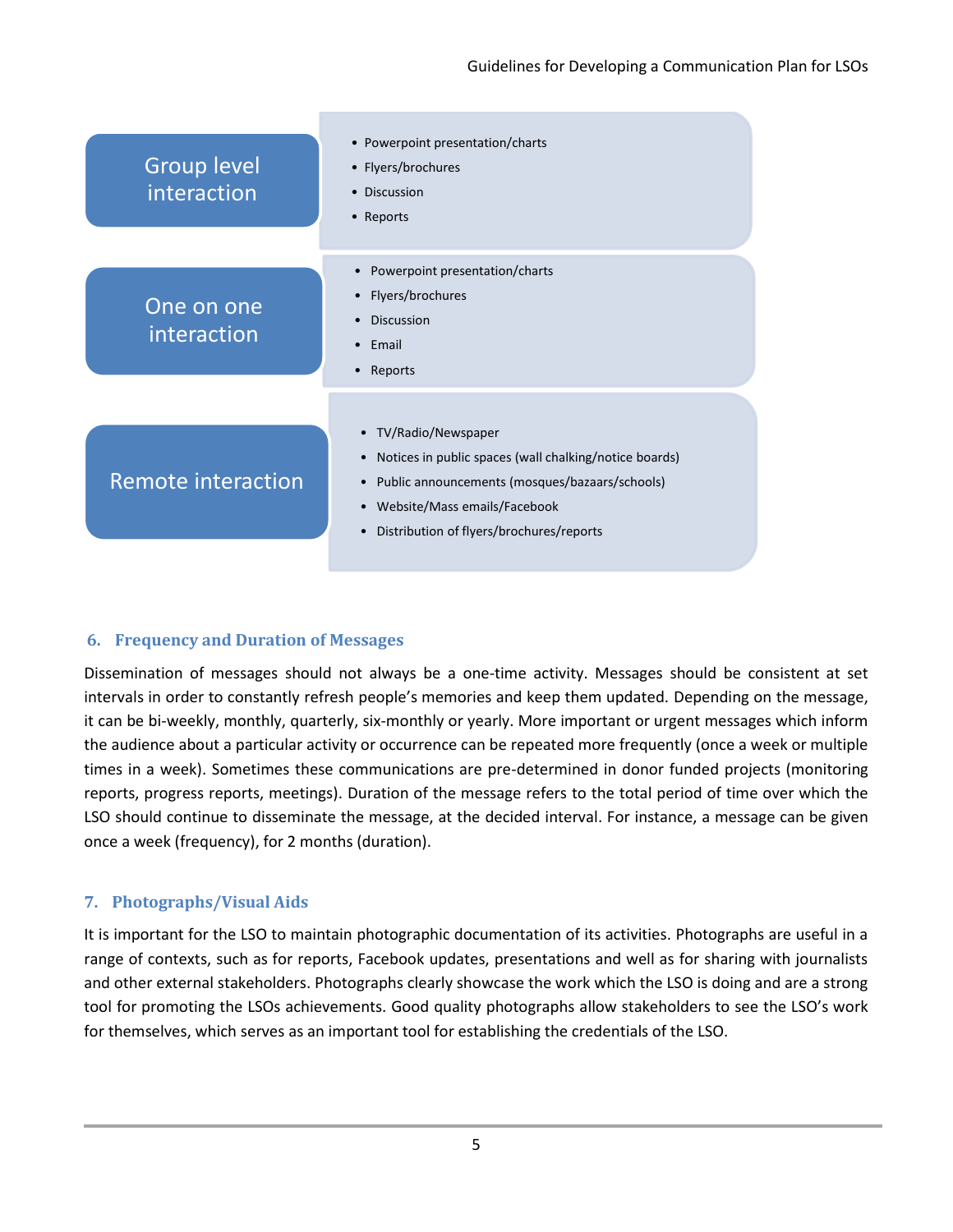**Group level interaction**

- Powerpoint presentation/charts
- Flyers/brochures
- Discussion
- Reports

**One on one interaction**

- Powerpoint presentation/charts
- Flyers/brochures
- Discussion
- Email
- Reports

**Remote interaction**

- TV/Radio/Newspaper
- Notices in public spaces (wall chalking/notice boards)
- Public announcements (mosques/bazaars/schools)
- Website/Mass emails/Facebook
- Distribution of flyers/brochures/reports

## 6. Frequency and Duration of Messages

Dissemination of messages should not always be a one-time activity. Messages should be consistent at set intervals in order to constantly refresh people's memories and keep them updated. Depending on the message, it can be bi-weekly, monthly, quarterly, six-monthly or yearly. More important or urgent messages which inform the audience about a particular activity or occurrence can be repeated more frequently (once a week or multiple times in a week). Sometimes these communications are pre-determined in donor funded projects (monitoring reports, progress reports, meetings). Duration of the message refers to the total period of time over which the LSO should continue to disseminate the message, at the decided interval. For instance, a message can be given once a week (frequency), for 2 months (duration).

## 7. Photographs/Visual Aids

It is important for the LSO to maintain photographic documentation of its activities. Photographs are useful in a range of contexts, such as for reports, Facebook updates, presentations and well as for sharing with journalists and other external stakeholders. Photographs clearly showcase the work which the LSO is doing and are a strong tool for promoting the LSOs achievements. Good quality photographs allow stakeholders to see the LSO's work for themselves, which serves as an important tool for establishing the credentials of the LSO.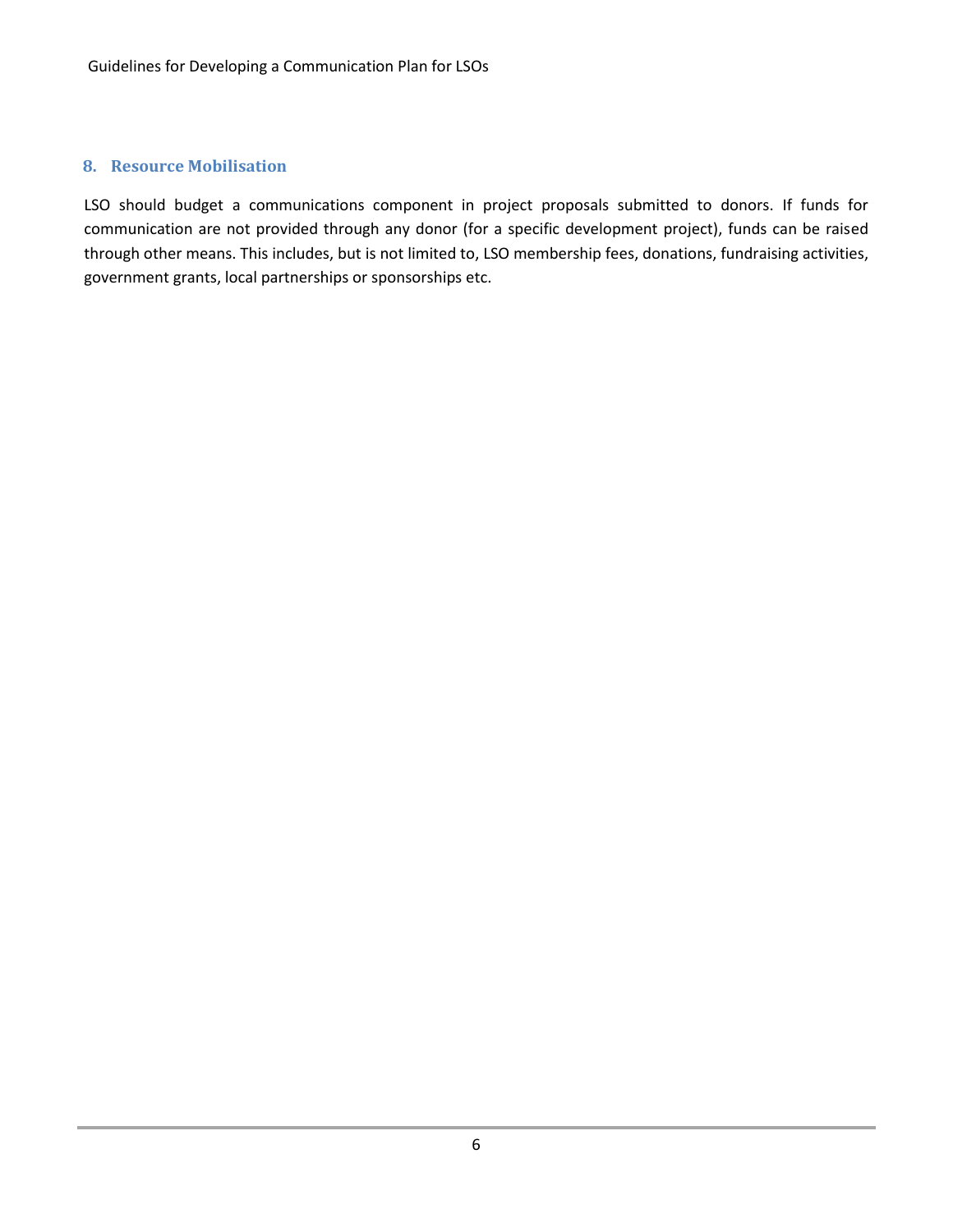## 8. Resource Mobilisation

LSO should budget a communications component in project proposals submitted to donors. If funds for communication are not provided through any donor (for a specific development project), funds can be raised through other means. This includes, but is not limited to, LSO membership fees, donations, fundraising activities, government grants, local partnerships or sponsorships etc.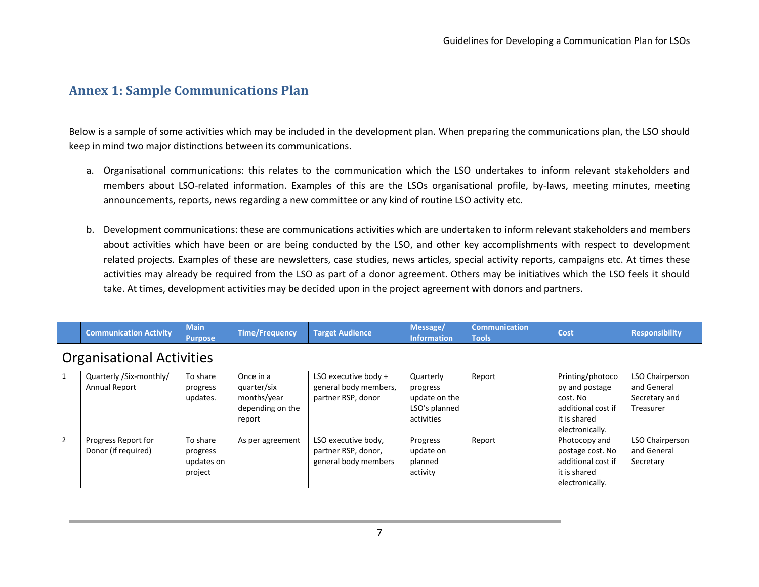## Annex 1: Sample Communications Plan

Below is a sample of some activities which may be included in the development plan. When preparing the communications plan, the LSO should keep in mind two major distinctions between its communications.

a. Organisational communications: this relates to the communication which the LSO undertakes to inform relevant stakeholders and members about LSO-related information. Examples of this are the LSOs organisational profile, by-laws, meeting minutes, meeting announcements, reports, news regarding a new committee or any kind of routine LSO activity etc.

b. Development communications: these are communications activities which are undertaken to inform relevant stakeholders and members about activities which have been or are being conducted by the LSO, and other key accomplishments with respect to development related projects. Examples of these are newsletters, case studies, news articles, special activity reports, campaigns etc. At times these activities may already be required from the LSO as part of a donor agreement. Others may be initiatives which the LSO feels it should take. At times, development activities may be decided upon in the project agreement with donors and partners.

| | Communication Activity | Main Purpose | Time/Frequency | Target Audience | Message/ Information | Communication Tools | Cost | Responsibility |
|---|---|---|---|---|---|---|---|---|
| **Organisational Activities** | | | | | | | | |
| 1 | Quarterly /Six-monthly/ Annual Report | To share progress updates. | Once in a quarter/six months/year depending on the report | LSO executive body + general body members, partner RSP, donor | Quarterly progress update on the LSO's planned activities | Report | Printing/photocopy and postage cost. No additional cost if it is shared electronically. | LSO Chairperson and General Secretary and Treasurer |
| 2 | Progress Report for Donor (if required) | To share progress updates on project | As per agreement | LSO executive body, partner RSP, donor, general body members | Progress update on planned activity | Report | Photocopy and postage cost. No additional cost if it is shared electronically. | LSO Chairperson and General Secretary |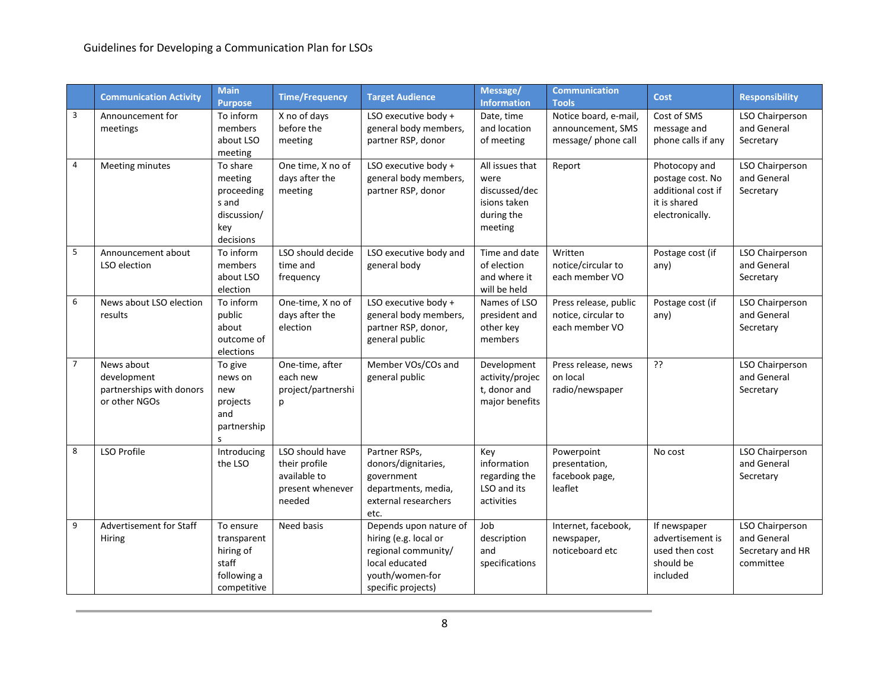| | Communication Activity | Main Purpose | Time/Frequency | Target Audience | Message/ Information | Communication Tools | Cost | Responsibility |
|---|---|---|---|---|---|---|---|---|
| 3 | Announcement for meetings | To inform members about LSO meeting | X no of days before the meeting | LSO executive body + general body members, partner RSP, donor | Date, time and location of meeting | Notice board, e-mail, announcement, SMS message/ phone call | Cost of SMS message and phone calls if any | LSO Chairperson and General Secretary |
| 4 | Meeting minutes | To share meeting proceedings and discussion/ key decisions | One time, X no of days after the meeting | LSO executive body + general body members, partner RSP, donor | All issues that were discussed/decisions taken during the meeting | Report | Photocopy and postage cost. No additional cost if it is shared electronically. | LSO Chairperson and General Secretary |
| 5 | Announcement about LSO election | To inform members about LSO election | LSO should decide time and frequency | LSO executive body and general body | Time and date of election and where it will be held | Written notice/circular to each member VO | Postage cost (if any) | LSO Chairperson and General Secretary |
| 6 | News about LSO election results | To inform public about outcome of elections | One-time, X no of days after the election | LSO executive body + general body members, partner RSP, donor, general public | Names of LSO president and other key members | Press release, public notice, circular to each member VO | Postage cost (if any) | LSO Chairperson and General Secretary |
| 7 | News about development partnerships with donors or other NGOs | To give news on new projects and partnerships | One-time, after each new project/partnership | Member VOs/COs and general public | Development activity/project, donor and major benefits | Press release, news on local radio/newspaper | ?? | LSO Chairperson and General Secretary |
| 8 | LSO Profile | Introducing the LSO | LSO should have their profile available to present whenever needed | Partner RSPs, donors/dignitaries, government departments, media, external researchers etc. | Key information regarding the LSO and its activities | Powerpoint presentation, facebook page, leaflet | No cost | LSO Chairperson and General Secretary |
| 9 | Advertisement for Staff Hiring | To ensure transparent hiring of staff following a competitive | Need basis | Depends upon nature of hiring (e.g. local or regional community/ local educated youth/women-for specific projects) | Job description and specifications | Internet, facebook, newspaper, noticeboard etc | If newspaper advertisement is used then cost should be included | LSO Chairperson and General Secretary and HR committee |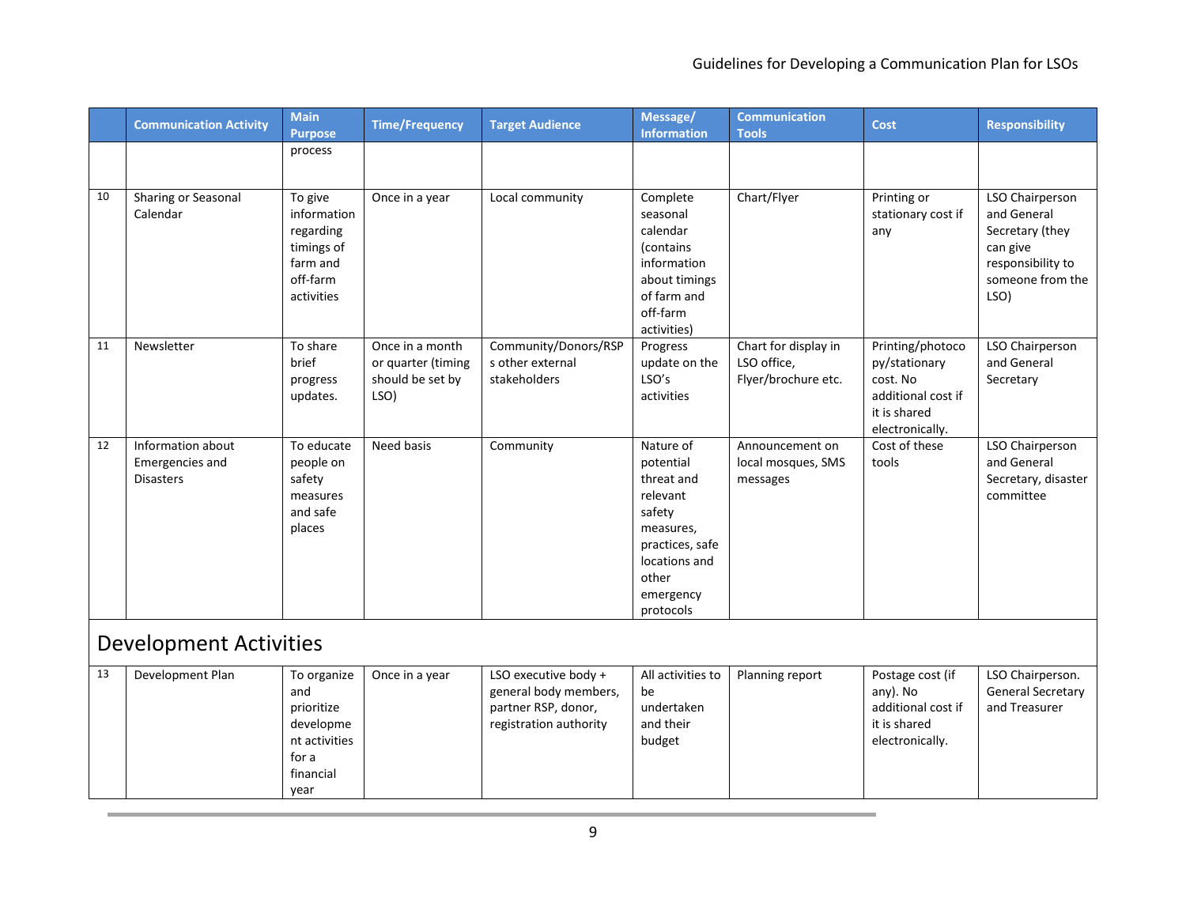| | Communication Activity | Main Purpose | Time/Frequency | Target Audience | Message/ Information | Communication Tools | Cost | Responsibility |
|---|---|---|---|---|---|---|---|---|
| | | process | | | | | | |
| 10 | Sharing or Seasonal Calendar | To give information regarding timings of farm and off-farm activities | Once in a year | Local community | Complete seasonal calendar (contains information about timings of farm and off-farm activities) | Chart/Flyer | Printing or stationary cost if any | LSO Chairperson and General Secretary (they can give responsibility to someone from the LSO) |
| 11 | Newsletter | To share brief progress updates. | Once in a month or quarter (timing should be set by LSO) | Community/Donors/RSPs other external stakeholders | Progress update on the LSO's activities | Chart for display in LSO office, Flyer/brochure etc. | Printing/photocopy/stationary cost. No additional cost if it is shared electronically. | LSO Chairperson and General Secretary |
| 12 | Information about Emergencies and Disasters | To educate people on safety measures and safe places | Need basis | Community | Nature of potential threat and relevant safety measures, practices, safe locations and other emergency protocols | Announcement on local mosques, SMS messages | Cost of these tools | LSO Chairperson and General Secretary, disaster committee |
| **Development Activities** | | | | | | | | |
| 13 | Development Plan | To organize and prioritize development activities for a financial year | Once in a year | LSO executive body + general body members, partner RSP, donor, registration authority | All activities to be undertaken and their budget | Planning report | Postage cost (if any). No additional cost if it is shared electronically. | LSO Chairperson. General Secretary and Treasurer |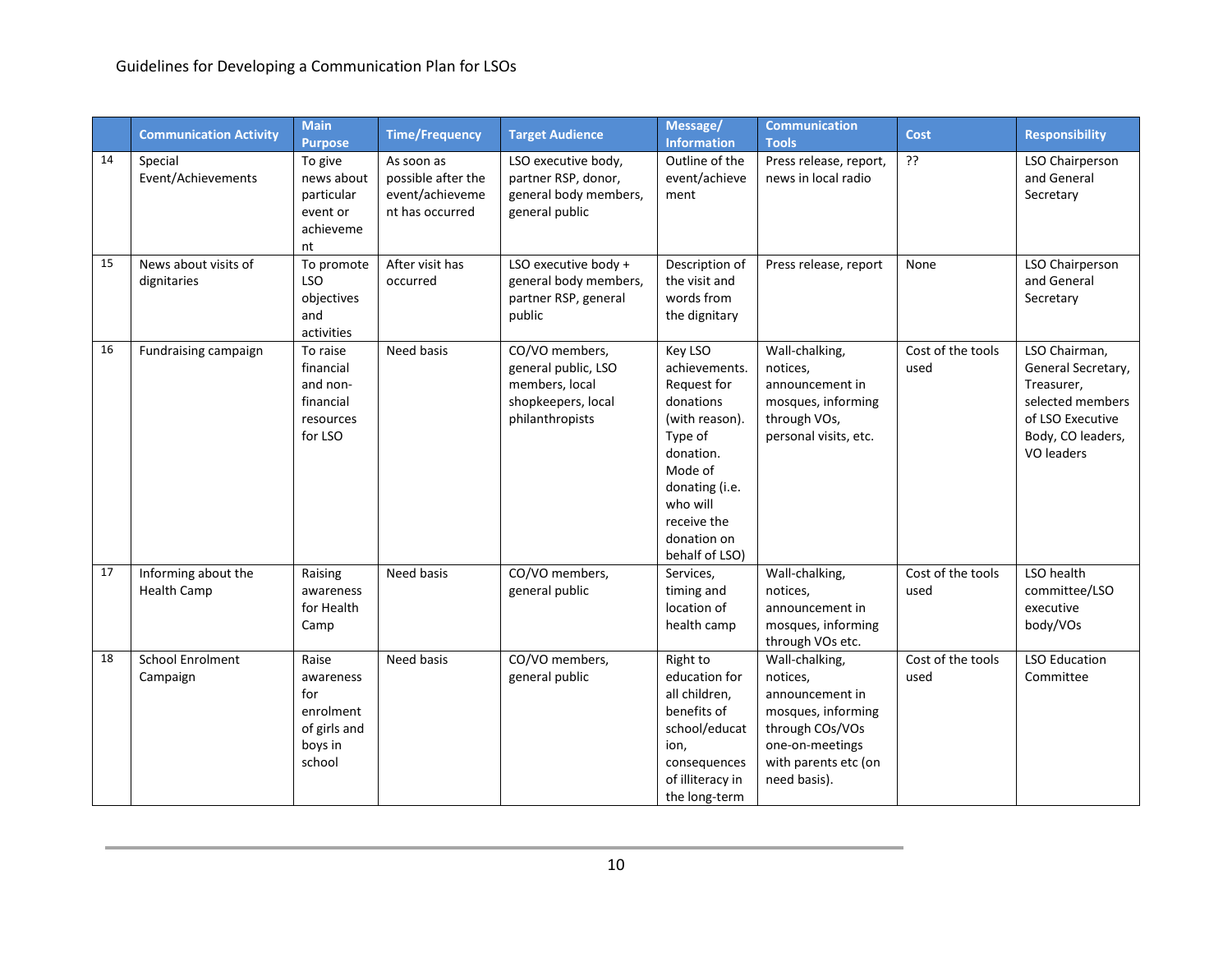| | Communication Activity | Main Purpose | Time/Frequency | Target Audience | Message/ Information | Communication Tools | Cost | Responsibility |
|---|---|---|---|---|---|---|---|---|
| 14 | Special Event/Achievements | To give news about particular event or achievement | As soon as possible after the event/achievement has occurred | LSO executive body, partner RSP, donor, general body members, general public | Outline of the event/achievement | Press release, report, news in local radio | ?? | LSO Chairperson and General Secretary |
| 15 | News about visits of dignitaries | To promote LSO objectives and activities | After visit has occurred | LSO executive body + general body members, partner RSP, general public | Description of the visit and words from the dignitary | Press release, report | None | LSO Chairperson and General Secretary |
| 16 | Fundraising campaign | To raise financial and non-financial resources for LSO | Need basis | CO/VO members, general public, LSO members, local shopkeepers, local philanthropists | Key LSO achievements. Request for donations (with reason). Type of donation. Mode of donating (i.e. who will receive the donation on behalf of LSO) | Wall-chalking, notices, announcement in mosques, informing through VOs, personal visits, etc. | Cost of the tools used | LSO Chairman, General Secretary, Treasurer, selected members of LSO Executive Body, CO leaders, VO leaders |
| 17 | Informing about the Health Camp | Raising awareness for Health Camp | Need basis | CO/VO members, general public | Services, timing and location of health camp | Wall-chalking, notices, announcement in mosques, informing through VOs etc. | Cost of the tools used | LSO health committee/LSO executive body/VOs |
| 18 | School Enrolment Campaign | Raise awareness for enrolment of girls and boys in school | Need basis | CO/VO members, general public | Right to education for all children, benefits of school/education, consequences of illiteracy in the long-term | Wall-chalking, notices, announcement in mosques, informing through COs/VOs one-on-meetings with parents etc (on need basis). | Cost of the tools used | LSO Education Committee |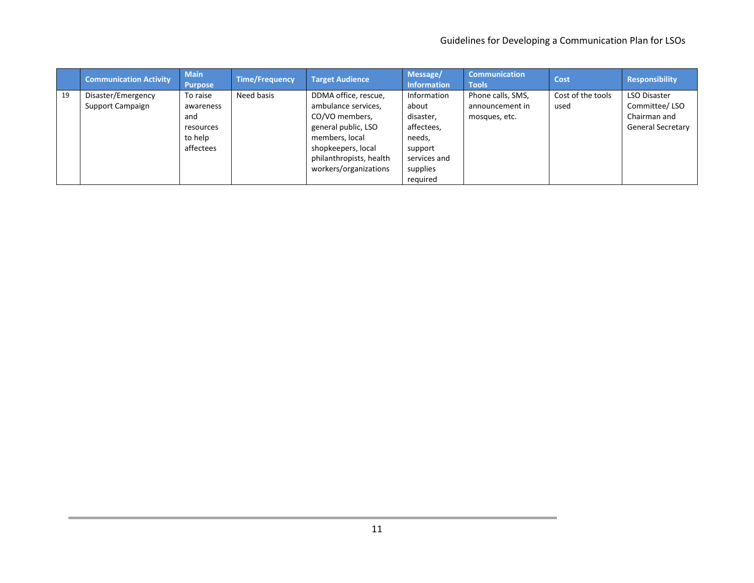| | Communication Activity | Main Purpose | Time/Frequency | Target Audience | Message/ Information | Communication Tools | Cost | Responsibility |
|---|---|---|---|---|---|---|---|---|
| 19 | Disaster/Emergency Support Campaign | To raise awareness and resources to help affectees | Need basis | DDMA office, rescue, ambulance services, CO/VO members, general public, LSO members, local shopkeepers, local philanthropists, health workers/organizations | Information about disaster, affectees, needs, support services and supplies required | Phone calls, SMS, announcement in mosques, etc. | Cost of the tools used | LSO Disaster Committee/ LSO Chairman and General Secretary |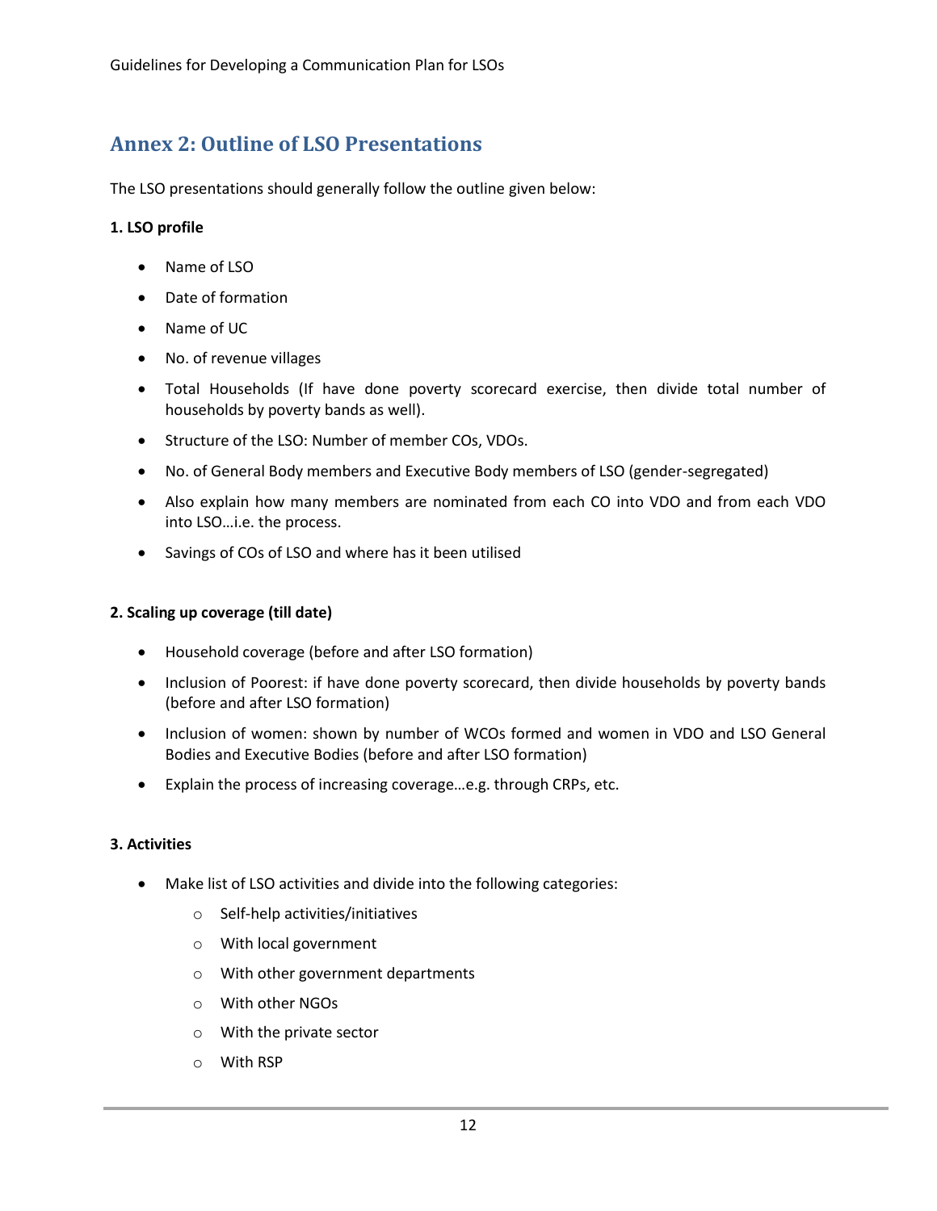## Annex 2: Outline of LSO Presentations

The LSO presentations should generally follow the outline given below:

**1. LSO profile**

- Name of LSO
- Date of formation
- Name of UC
- No. of revenue villages
- Total Households (If have done poverty scorecard exercise, then divide total number of households by poverty bands as well).
- Structure of the LSO: Number of member COs, VDOs.
- No. of General Body members and Executive Body members of LSO (gender-segregated)
- Also explain how many members are nominated from each CO into VDO and from each VDO into LSO…i.e. the process.
- Savings of COs of LSO and where has it been utilised

**2. Scaling up coverage (till date)**

- Household coverage (before and after LSO formation)
- Inclusion of Poorest: if have done poverty scorecard, then divide households by poverty bands (before and after LSO formation)
- Inclusion of women: shown by number of WCOs formed and women in VDO and LSO General Bodies and Executive Bodies (before and after LSO formation)
- Explain the process of increasing coverage…e.g. through CRPs, etc.

**3. Activities**

- Make list of LSO activities and divide into the following categories:
  - Self-help activities/initiatives
  - With local government
  - With other government departments
  - With other NGOs
  - With the private sector
  - With RSP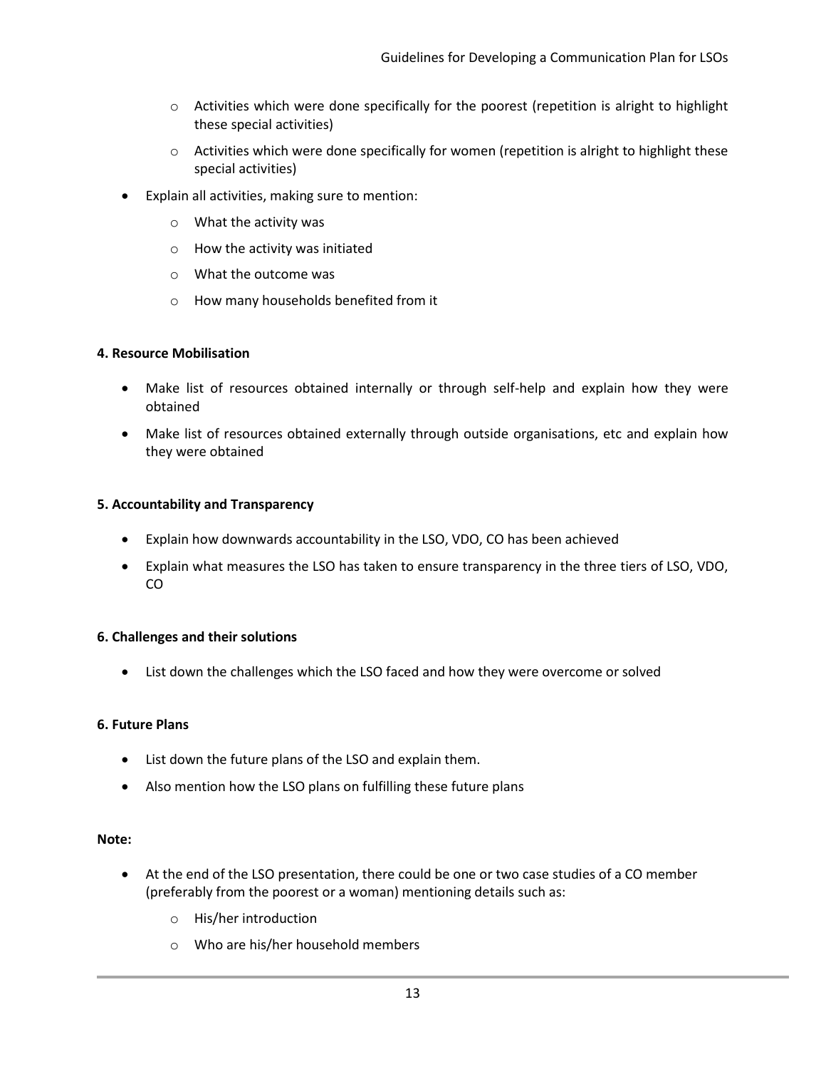- Activities which were done specifically for the poorest (repetition is alright to highlight these special activities)
  - Activities which were done specifically for women (repetition is alright to highlight these special activities)
- Explain all activities, making sure to mention:
  - What the activity was
  - How the activity was initiated
  - What the outcome was
  - How many households benefited from it

**4. Resource Mobilisation**

- Make list of resources obtained internally or through self-help and explain how they were obtained
- Make list of resources obtained externally through outside organisations, etc and explain how they were obtained

**5. Accountability and Transparency**

- Explain how downwards accountability in the LSO, VDO, CO has been achieved
- Explain what measures the LSO has taken to ensure transparency in the three tiers of LSO, VDO, CO

**6. Challenges and their solutions**

- List down the challenges which the LSO faced and how they were overcome or solved

**6. Future Plans**

- List down the future plans of the LSO and explain them.
- Also mention how the LSO plans on fulfilling these future plans

**Note:**

- At the end of the LSO presentation, there could be one or two case studies of a CO member (preferably from the poorest or a woman) mentioning details such as:
  - His/her introduction
  - Who are his/her household members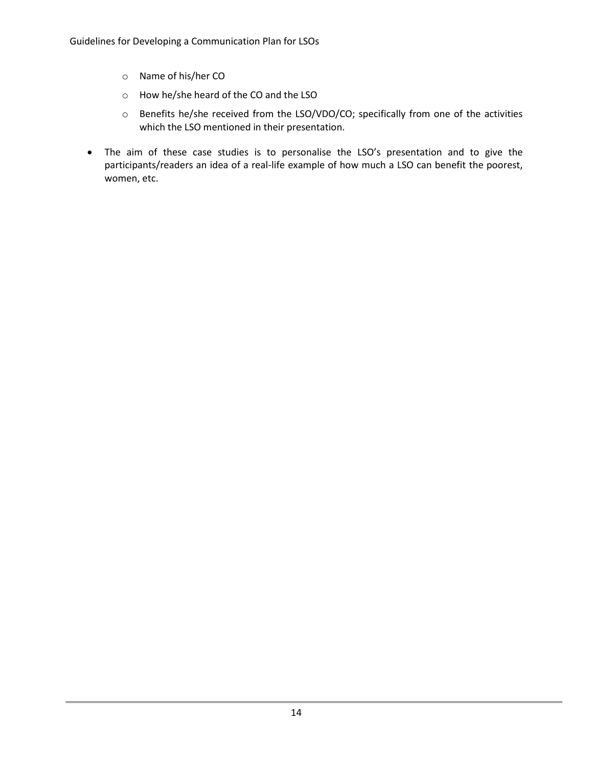- Name of his/her CO
  - How he/she heard of the CO and the LSO
  - Benefits he/she received from the LSO/VDO/CO; specifically from one of the activities which the LSO mentioned in their presentation.

- The aim of these case studies is to personalise the LSO's presentation and to give the participants/readers an idea of a real-life example of how much a LSO can benefit the poorest, women, etc.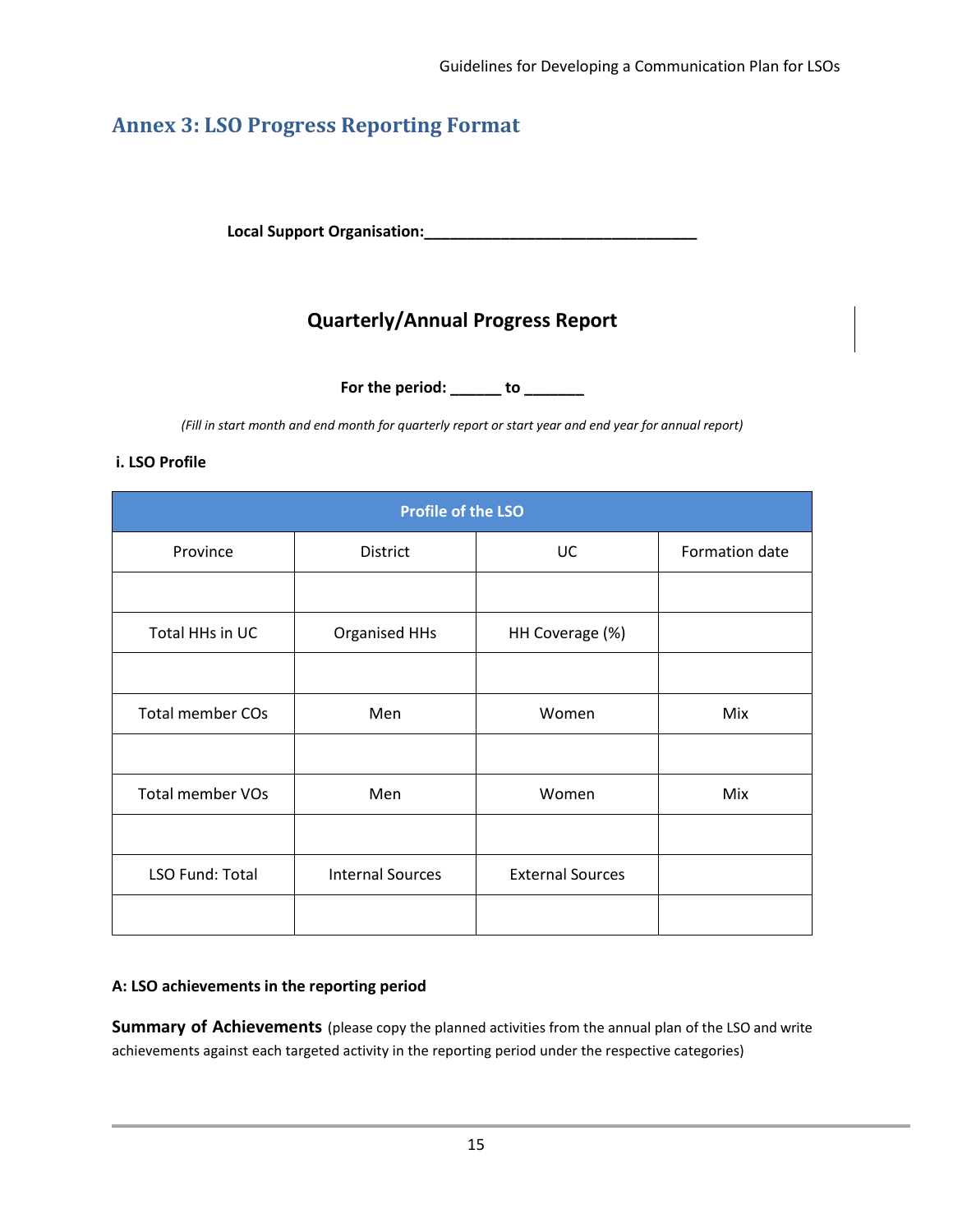## Annex 3: LSO Progress Reporting Format

**Local Support Organisation:________________________________**

### Quarterly/Annual Progress Report

**For the period: ______ to _______**

*(Fill in start month and end month for quarterly report or start year and end year for annual report)*

**i. LSO Profile**

| Profile of the LSO | | | |
|---|---|---|---|
| Province | District | UC | Formation date |
| | | | |
| Total HHs in UC | Organised HHs | HH Coverage (%) | |
| | | | |
| Total member COs | Men | Women | Mix |
| | | | |
| Total member VOs | Men | Women | Mix |
| | | | |
| LSO Fund: Total | Internal Sources | External Sources | |
| | | | |

**A: LSO achievements in the reporting period**

**Summary of Achievements** (please copy the planned activities from the annual plan of the LSO and write achievements against each targeted activity in the reporting period under the respective categories)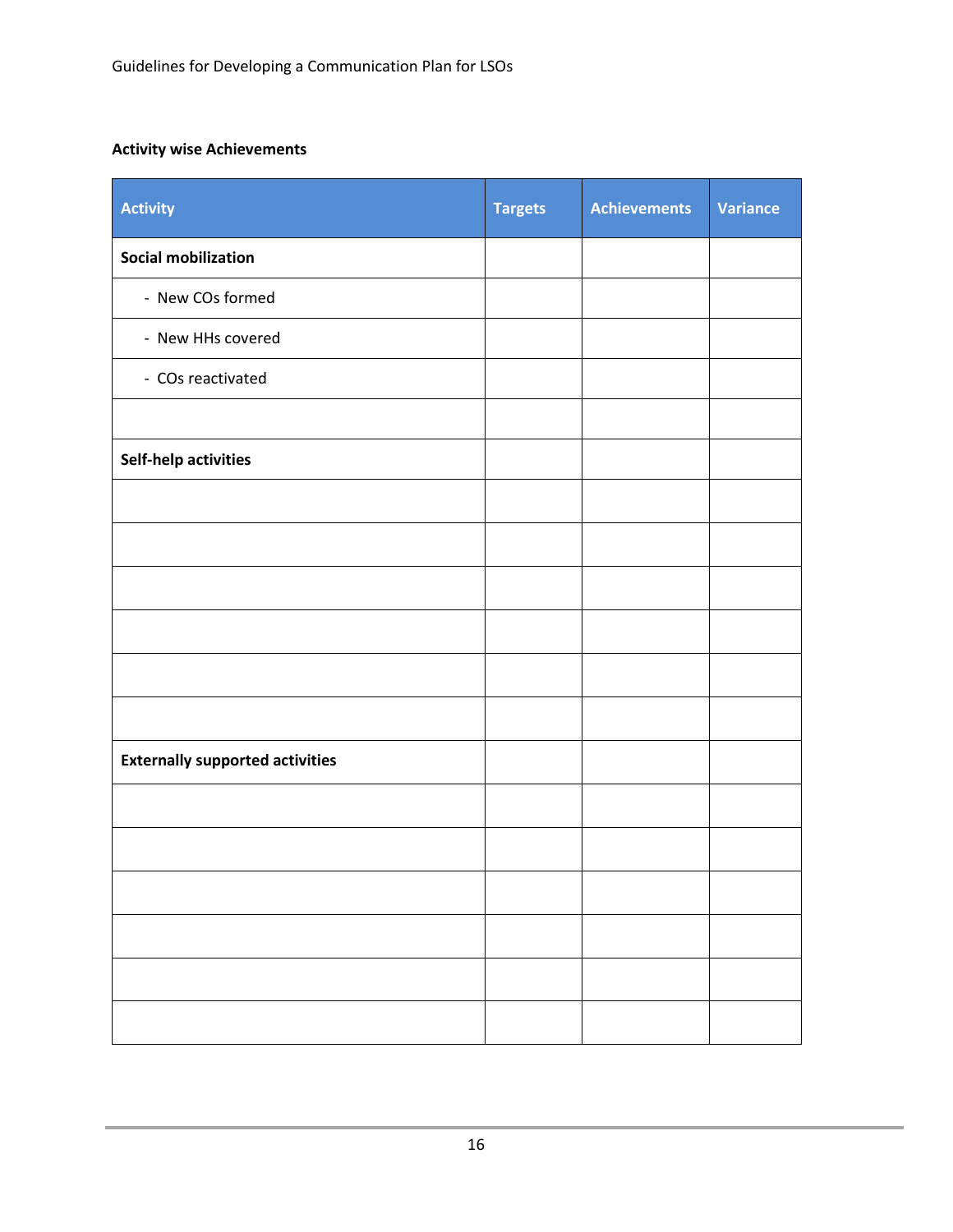**Activity wise Achievements**

| Activity | Targets | Achievements | Variance |
|---|---|---|---|
| **Social mobilization** | | | |
| - New COs formed | | | |
| - New HHs covered | | | |
| - COs reactivated | | | |
| | | | |
| **Self-help activities** | | | |
| | | | |
| | | | |
| | | | |
| | | | |
| | | | |
| | | | |
| **Externally supported activities** | | | |
| | | | |
| | | | |
| | | | |
| | | | |
| | | | |
| | | | |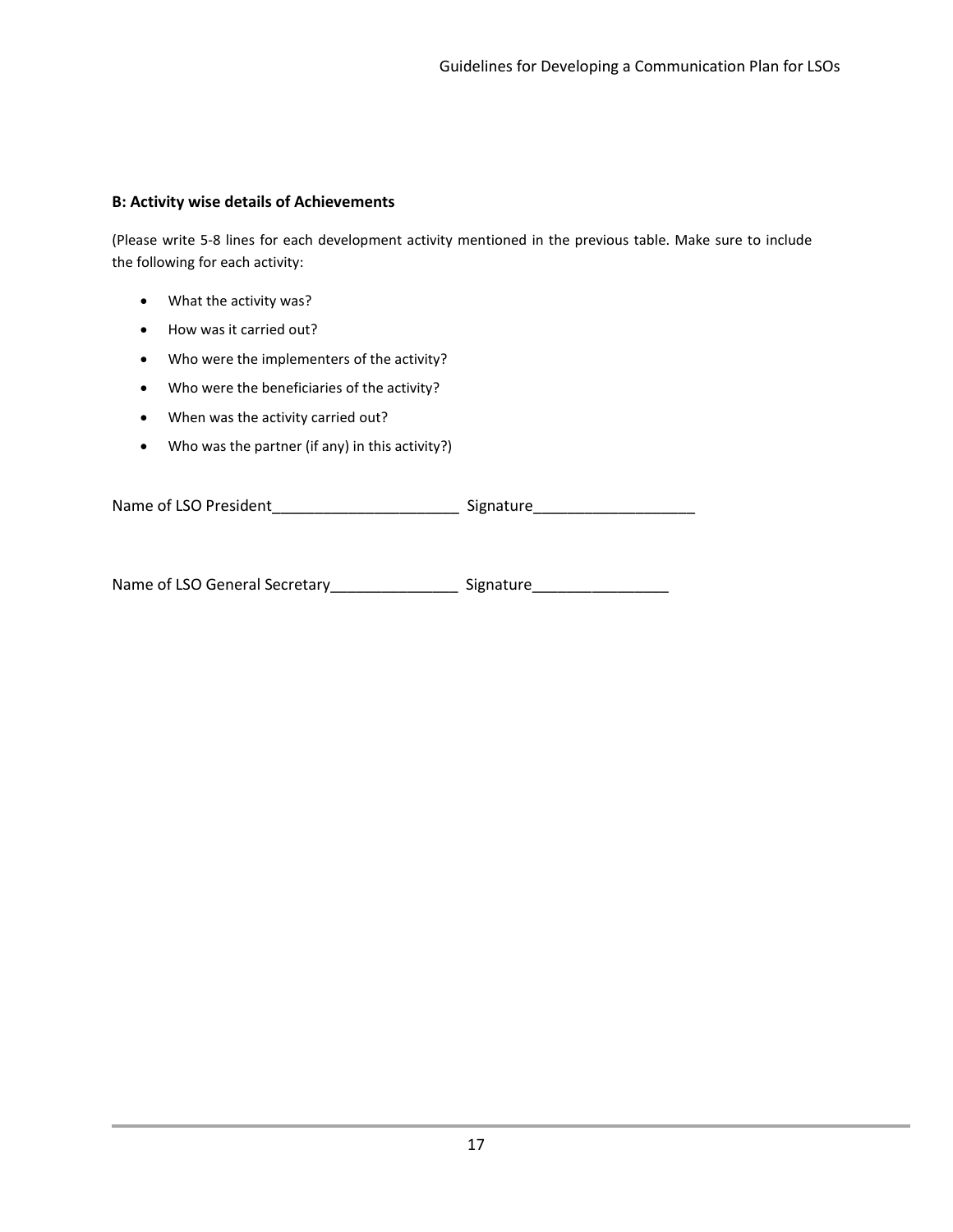**B: Activity wise details of Achievements**

(Please write 5-8 lines for each development activity mentioned in the previous table. Make sure to include the following for each activity:

- What the activity was?
- How was it carried out?
- Who were the implementers of the activity?
- Who were the beneficiaries of the activity?
- When was the activity carried out?
- Who was the partner (if any) in this activity?)

Name of LSO President______________________ Signature___________________

Name of LSO General Secretary_______________ Signature________________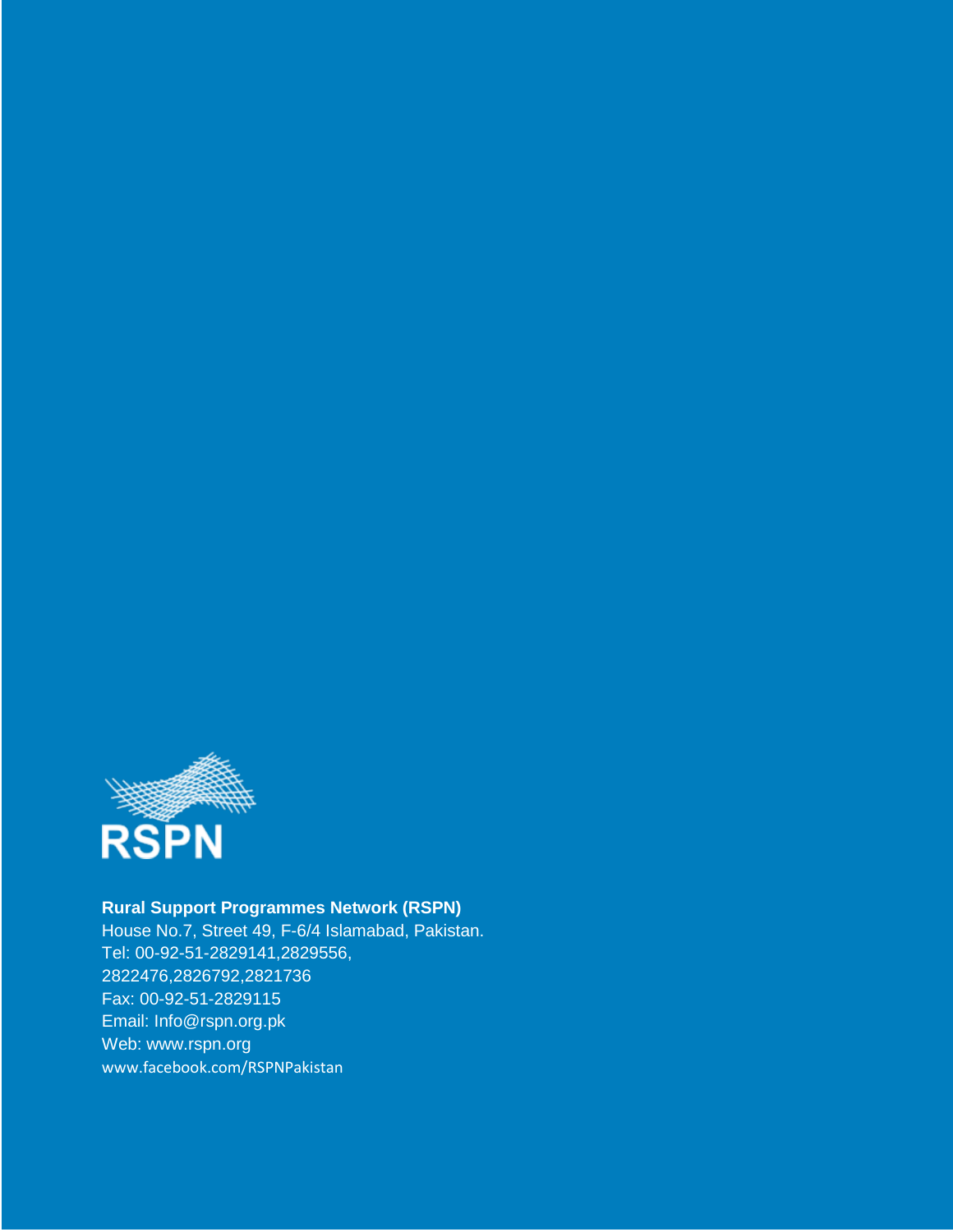RSPN

**Rural Support Programmes Network (RSPN)**
House No.7, Street 49, F-6/4 Islamabad, Pakistan.
Tel: 00-92-51-2829141,2829556,
2822476,2826792,2821736
Fax: 00-92-51-2829115
Email: Info@rspn.org.pk
Web: www.rspn.org
www.facebook.com/RSPNPakistan